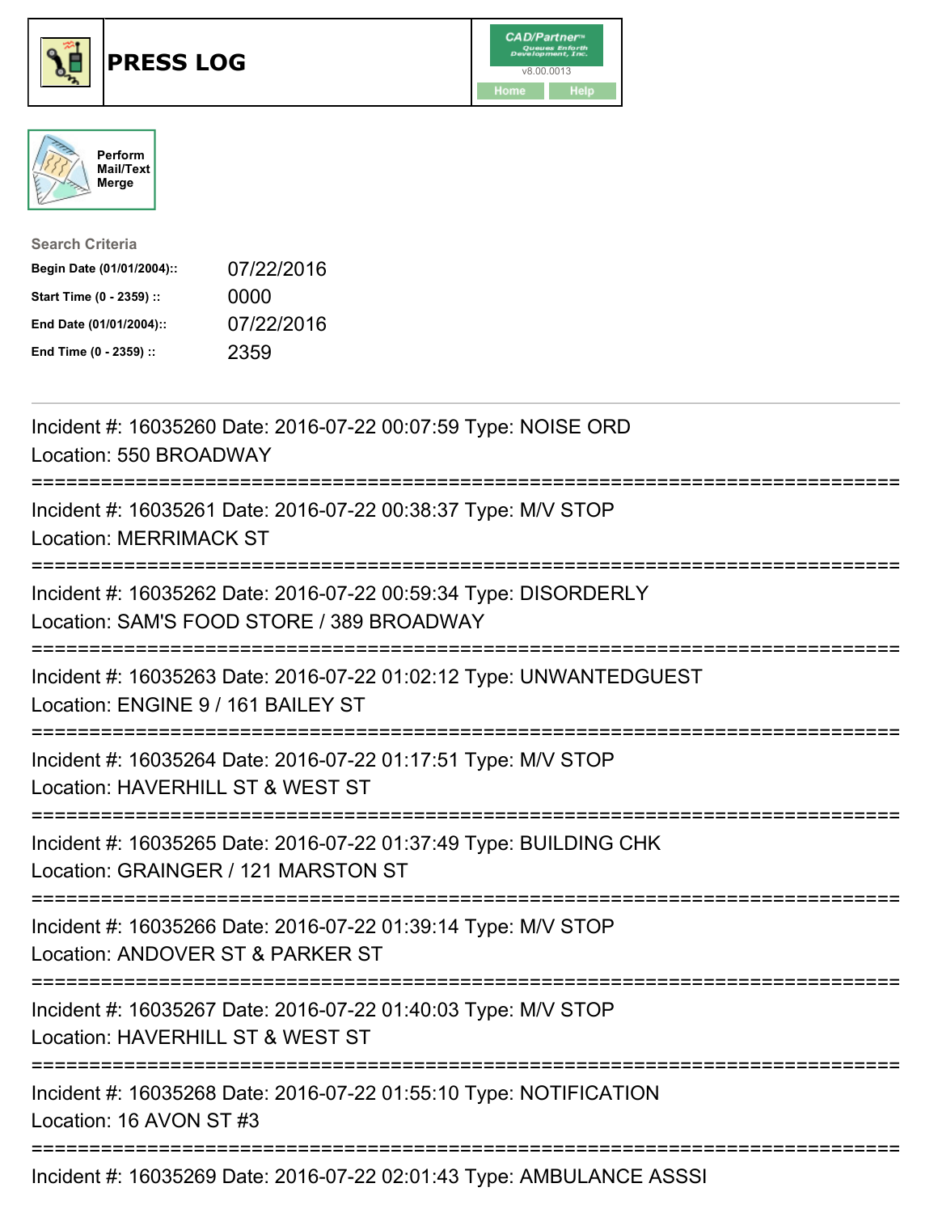# PRESS LOG

CAD/Partner
v8.00.0013
Home Help

Perform Mail/Text Merge

**Search Criteria**

| | |
|---|---|
| **Begin Date (01/01/2004)::** | 07/22/2016 |
| **Start Time (0 - 2359) ::** | 0000 |
| **End Date (01/01/2004)::** | 07/22/2016 |
| **End Time (0 - 2359) ::** | 2359 |

---

Incident #: 16035260 Date: 2016-07-22 00:07:59 Type: NOISE ORD
Location: 550 BROADWAY

===========================================================================

Incident #: 16035261 Date: 2016-07-22 00:38:37 Type: M/V STOP
Location: MERRIMACK ST

===========================================================================

Incident #: 16035262 Date: 2016-07-22 00:59:34 Type: DISORDERLY
Location: SAM'S FOOD STORE / 389 BROADWAY

===========================================================================

Incident #: 16035263 Date: 2016-07-22 01:02:12 Type: UNWANTEDGUEST
Location: ENGINE 9 / 161 BAILEY ST

===========================================================================

Incident #: 16035264 Date: 2016-07-22 01:17:51 Type: M/V STOP
Location: HAVERHILL ST & WEST ST

===========================================================================

Incident #: 16035265 Date: 2016-07-22 01:37:49 Type: BUILDING CHK
Location: GRAINGER / 121 MARSTON ST

===========================================================================

Incident #: 16035266 Date: 2016-07-22 01:39:14 Type: M/V STOP
Location: ANDOVER ST & PARKER ST

===========================================================================

Incident #: 16035267 Date: 2016-07-22 01:40:03 Type: M/V STOP
Location: HAVERHILL ST & WEST ST

===========================================================================

Incident #: 16035268 Date: 2016-07-22 01:55:10 Type: NOTIFICATION
Location: 16 AVON ST #3

===========================================================================

Incident #: 16035269 Date: 2016-07-22 02:01:43 Type: AMBULANCE ASSSI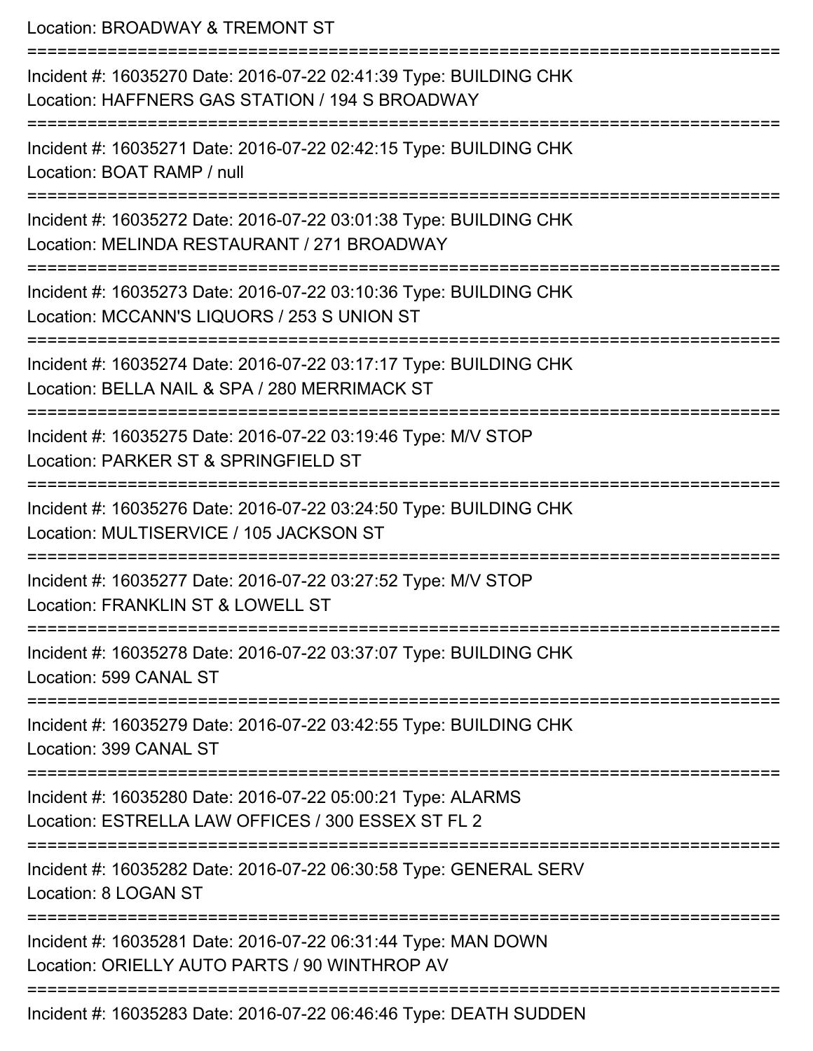Location: BROADWAY & TREMONT ST

===========================================================================

Incident #: 16035270 Date: 2016-07-22 02:41:39 Type: BUILDING CHK

Location: HAFFNERS GAS STATION / 194 S BROADWAY

===========================================================================

Incident #: 16035271 Date: 2016-07-22 02:42:15 Type: BUILDING CHK

Location: BOAT RAMP / null

===========================================================================

Incident #: 16035272 Date: 2016-07-22 03:01:38 Type: BUILDING CHK

Location: MELINDA RESTAURANT / 271 BROADWAY

===========================================================================

Incident #: 16035273 Date: 2016-07-22 03:10:36 Type: BUILDING CHK

Location: MCCANN'S LIQUORS / 253 S UNION ST

===========================================================================

Incident #: 16035274 Date: 2016-07-22 03:17:17 Type: BUILDING CHK

Location: BELLA NAIL & SPA / 280 MERRIMACK ST

===========================================================================

Incident #: 16035275 Date: 2016-07-22 03:19:46 Type: M/V STOP

Location: PARKER ST & SPRINGFIELD ST

===========================================================================

Incident #: 16035276 Date: 2016-07-22 03:24:50 Type: BUILDING CHK

Location: MULTISERVICE / 105 JACKSON ST

===========================================================================

Incident #: 16035277 Date: 2016-07-22 03:27:52 Type: M/V STOP

Location: FRANKLIN ST & LOWELL ST

===========================================================================

Incident #: 16035278 Date: 2016-07-22 03:37:07 Type: BUILDING CHK

Location: 599 CANAL ST

===========================================================================

Incident #: 16035279 Date: 2016-07-22 03:42:55 Type: BUILDING CHK

Location: 399 CANAL ST

===========================================================================

Incident #: 16035280 Date: 2016-07-22 05:00:21 Type: ALARMS

Location: ESTRELLA LAW OFFICES / 300 ESSEX ST FL 2

===========================================================================

Incident #: 16035282 Date: 2016-07-22 06:30:58 Type: GENERAL SERV

Location: 8 LOGAN ST

===========================================================================

Incident #: 16035281 Date: 2016-07-22 06:31:44 Type: MAN DOWN

Location: ORIELLY AUTO PARTS / 90 WINTHROP AV

===========================================================================

Incident #: 16035283 Date: 2016-07-22 06:46:46 Type: DEATH SUDDEN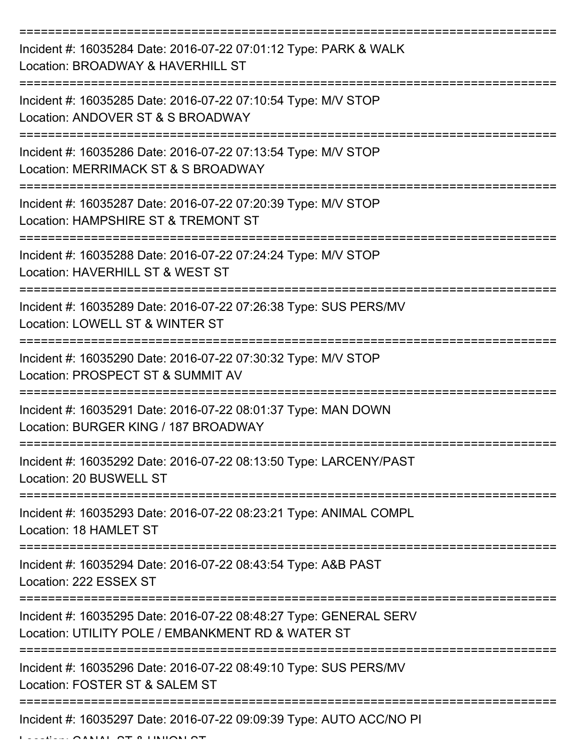===========================================================================

Incident #: 16035284 Date: 2016-07-22 07:01:12 Type: PARK & WALK
Location: BROADWAY & HAVERHILL ST

===========================================================================

Incident #: 16035285 Date: 2016-07-22 07:10:54 Type: M/V STOP
Location: ANDOVER ST & S BROADWAY

===========================================================================

Incident #: 16035286 Date: 2016-07-22 07:13:54 Type: M/V STOP
Location: MERRIMACK ST & S BROADWAY

===========================================================================

Incident #: 16035287 Date: 2016-07-22 07:20:39 Type: M/V STOP
Location: HAMPSHIRE ST & TREMONT ST

===========================================================================

Incident #: 16035288 Date: 2016-07-22 07:24:24 Type: M/V STOP
Location: HAVERHILL ST & WEST ST

===========================================================================

Incident #: 16035289 Date: 2016-07-22 07:26:38 Type: SUS PERS/MV
Location: LOWELL ST & WINTER ST

===========================================================================

Incident #: 16035290 Date: 2016-07-22 07:30:32 Type: M/V STOP
Location: PROSPECT ST & SUMMIT AV

===========================================================================

Incident #: 16035291 Date: 2016-07-22 08:01:37 Type: MAN DOWN
Location: BURGER KING / 187 BROADWAY

===========================================================================

Incident #: 16035292 Date: 2016-07-22 08:13:50 Type: LARCENY/PAST
Location: 20 BUSWELL ST

===========================================================================

Incident #: 16035293 Date: 2016-07-22 08:23:21 Type: ANIMAL COMPL
Location: 18 HAMLET ST

===========================================================================

Incident #: 16035294 Date: 2016-07-22 08:43:54 Type: A&B PAST
Location: 222 ESSEX ST

===========================================================================

Incident #: 16035295 Date: 2016-07-22 08:48:27 Type: GENERAL SERV
Location: UTILITY POLE / EMBANKMENT RD & WATER ST

===========================================================================

Incident #: 16035296 Date: 2016-07-22 08:49:10 Type: SUS PERS/MV
Location: FOSTER ST & SALEM ST

===========================================================================

Incident #: 16035297 Date: 2016-07-22 09:09:39 Type: AUTO ACC/NO PI
Location: CANAL ST & UNION ST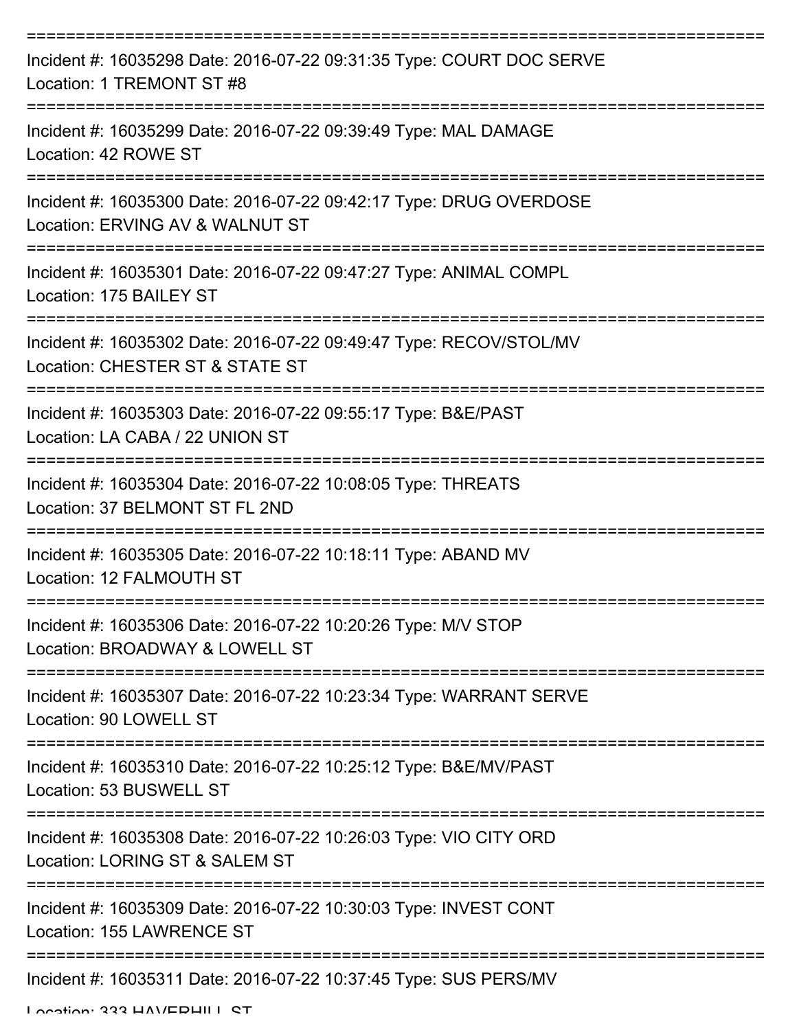===========================================================================

Incident #: 16035298 Date: 2016-07-22 09:31:35 Type: COURT DOC SERVE
Location: 1 TREMONT ST #8

===========================================================================

Incident #: 16035299 Date: 2016-07-22 09:39:49 Type: MAL DAMAGE
Location: 42 ROWE ST

===========================================================================

Incident #: 16035300 Date: 2016-07-22 09:42:17 Type: DRUG OVERDOSE
Location: ERVING AV & WALNUT ST

===========================================================================

Incident #: 16035301 Date: 2016-07-22 09:47:27 Type: ANIMAL COMPL
Location: 175 BAILEY ST

===========================================================================

Incident #: 16035302 Date: 2016-07-22 09:49:47 Type: RECOV/STOL/MV
Location: CHESTER ST & STATE ST

===========================================================================

Incident #: 16035303 Date: 2016-07-22 09:55:17 Type: B&E/PAST
Location: LA CABA / 22 UNION ST

===========================================================================

Incident #: 16035304 Date: 2016-07-22 10:08:05 Type: THREATS
Location: 37 BELMONT ST FL 2ND

===========================================================================

Incident #: 16035305 Date: 2016-07-22 10:18:11 Type: ABAND MV
Location: 12 FALMOUTH ST

===========================================================================

Incident #: 16035306 Date: 2016-07-22 10:20:26 Type: M/V STOP
Location: BROADWAY & LOWELL ST

===========================================================================

Incident #: 16035307 Date: 2016-07-22 10:23:34 Type: WARRANT SERVE
Location: 90 LOWELL ST

===========================================================================

Incident #: 16035310 Date: 2016-07-22 10:25:12 Type: B&E/MV/PAST
Location: 53 BUSWELL ST

===========================================================================

Incident #: 16035308 Date: 2016-07-22 10:26:03 Type: VIO CITY ORD
Location: LORING ST & SALEM ST

===========================================================================

Incident #: 16035309 Date: 2016-07-22 10:30:03 Type: INVEST CONT
Location: 155 LAWRENCE ST

===========================================================================

Incident #: 16035311 Date: 2016-07-22 10:37:45 Type: SUS PERS/MV
Location: 333 HAVERHILL ST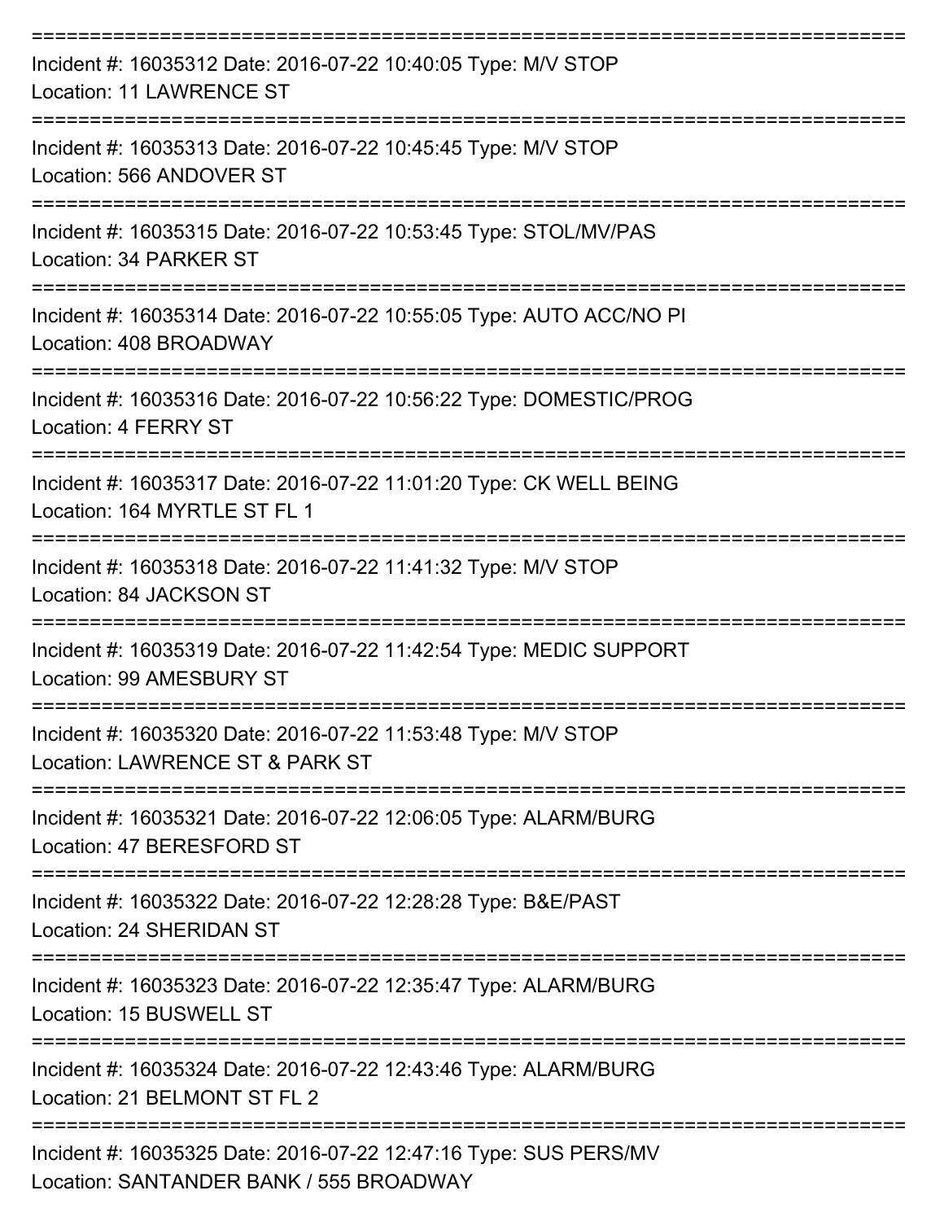===========================================================================
Incident #: 16035312 Date: 2016-07-22 10:40:05 Type: M/V STOP
Location: 11 LAWRENCE ST
===========================================================================
Incident #: 16035313 Date: 2016-07-22 10:45:45 Type: M/V STOP
Location: 566 ANDOVER ST
===========================================================================
Incident #: 16035315 Date: 2016-07-22 10:53:45 Type: STOL/MV/PAS
Location: 34 PARKER ST
===========================================================================
Incident #: 16035314 Date: 2016-07-22 10:55:05 Type: AUTO ACC/NO PI
Location: 408 BROADWAY
===========================================================================
Incident #: 16035316 Date: 2016-07-22 10:56:22 Type: DOMESTIC/PROG
Location: 4 FERRY ST
===========================================================================
Incident #: 16035317 Date: 2016-07-22 11:01:20 Type: CK WELL BEING
Location: 164 MYRTLE ST FL 1
===========================================================================
Incident #: 16035318 Date: 2016-07-22 11:41:32 Type: M/V STOP
Location: 84 JACKSON ST
===========================================================================
Incident #: 16035319 Date: 2016-07-22 11:42:54 Type: MEDIC SUPPORT
Location: 99 AMESBURY ST
===========================================================================
Incident #: 16035320 Date: 2016-07-22 11:53:48 Type: M/V STOP
Location: LAWRENCE ST & PARK ST
===========================================================================
Incident #: 16035321 Date: 2016-07-22 12:06:05 Type: ALARM/BURG
Location: 47 BERESFORD ST
===========================================================================
Incident #: 16035322 Date: 2016-07-22 12:28:28 Type: B&E/PAST
Location: 24 SHERIDAN ST
===========================================================================
Incident #: 16035323 Date: 2016-07-22 12:35:47 Type: ALARM/BURG
Location: 15 BUSWELL ST
===========================================================================
Incident #: 16035324 Date: 2016-07-22 12:43:46 Type: ALARM/BURG
Location: 21 BELMONT ST FL 2
===========================================================================
Incident #: 16035325 Date: 2016-07-22 12:47:16 Type: SUS PERS/MV
Location: SANTANDER BANK / 555 BROADWAY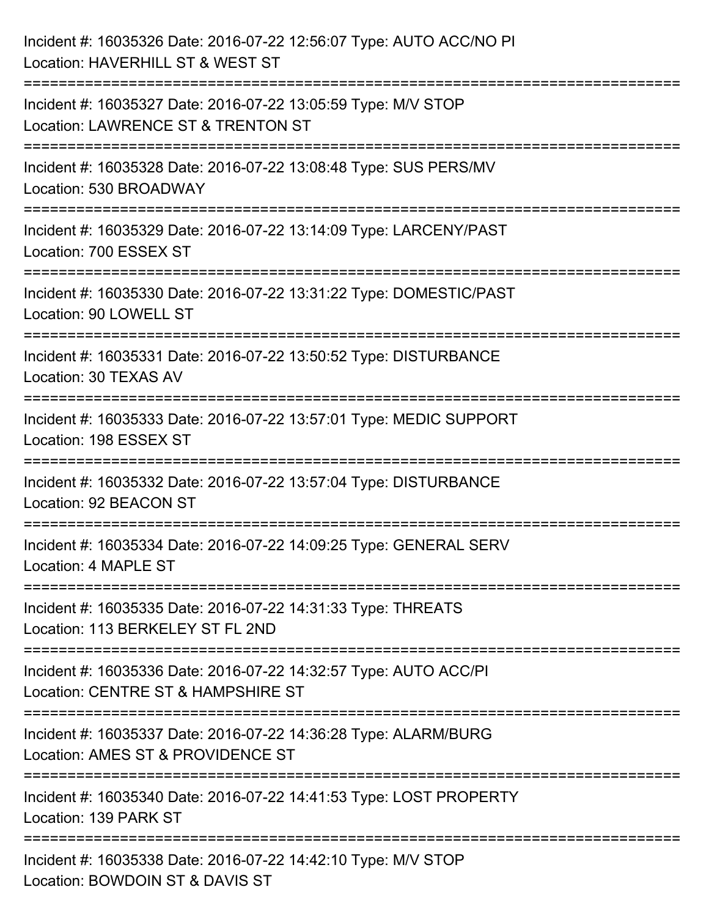Incident #: 16035326 Date: 2016-07-22 12:56:07 Type: AUTO ACC/NO PI
Location: HAVERHILL ST & WEST ST

===========================================================================

Incident #: 16035327 Date: 2016-07-22 13:05:59 Type: M/V STOP
Location: LAWRENCE ST & TRENTON ST

===========================================================================

Incident #: 16035328 Date: 2016-07-22 13:08:48 Type: SUS PERS/MV
Location: 530 BROADWAY

===========================================================================

Incident #: 16035329 Date: 2016-07-22 13:14:09 Type: LARCENY/PAST
Location: 700 ESSEX ST

===========================================================================

Incident #: 16035330 Date: 2016-07-22 13:31:22 Type: DOMESTIC/PAST
Location: 90 LOWELL ST

===========================================================================

Incident #: 16035331 Date: 2016-07-22 13:50:52 Type: DISTURBANCE
Location: 30 TEXAS AV

===========================================================================

Incident #: 16035333 Date: 2016-07-22 13:57:01 Type: MEDIC SUPPORT
Location: 198 ESSEX ST

===========================================================================

Incident #: 16035332 Date: 2016-07-22 13:57:04 Type: DISTURBANCE
Location: 92 BEACON ST

===========================================================================

Incident #: 16035334 Date: 2016-07-22 14:09:25 Type: GENERAL SERV
Location: 4 MAPLE ST

===========================================================================

Incident #: 16035335 Date: 2016-07-22 14:31:33 Type: THREATS
Location: 113 BERKELEY ST FL 2ND

===========================================================================

Incident #: 16035336 Date: 2016-07-22 14:32:57 Type: AUTO ACC/PI
Location: CENTRE ST & HAMPSHIRE ST

===========================================================================

Incident #: 16035337 Date: 2016-07-22 14:36:28 Type: ALARM/BURG
Location: AMES ST & PROVIDENCE ST

===========================================================================

Incident #: 16035340 Date: 2016-07-22 14:41:53 Type: LOST PROPERTY
Location: 139 PARK ST

===========================================================================

Incident #: 16035338 Date: 2016-07-22 14:42:10 Type: M/V STOP
Location: BOWDOIN ST & DAVIS ST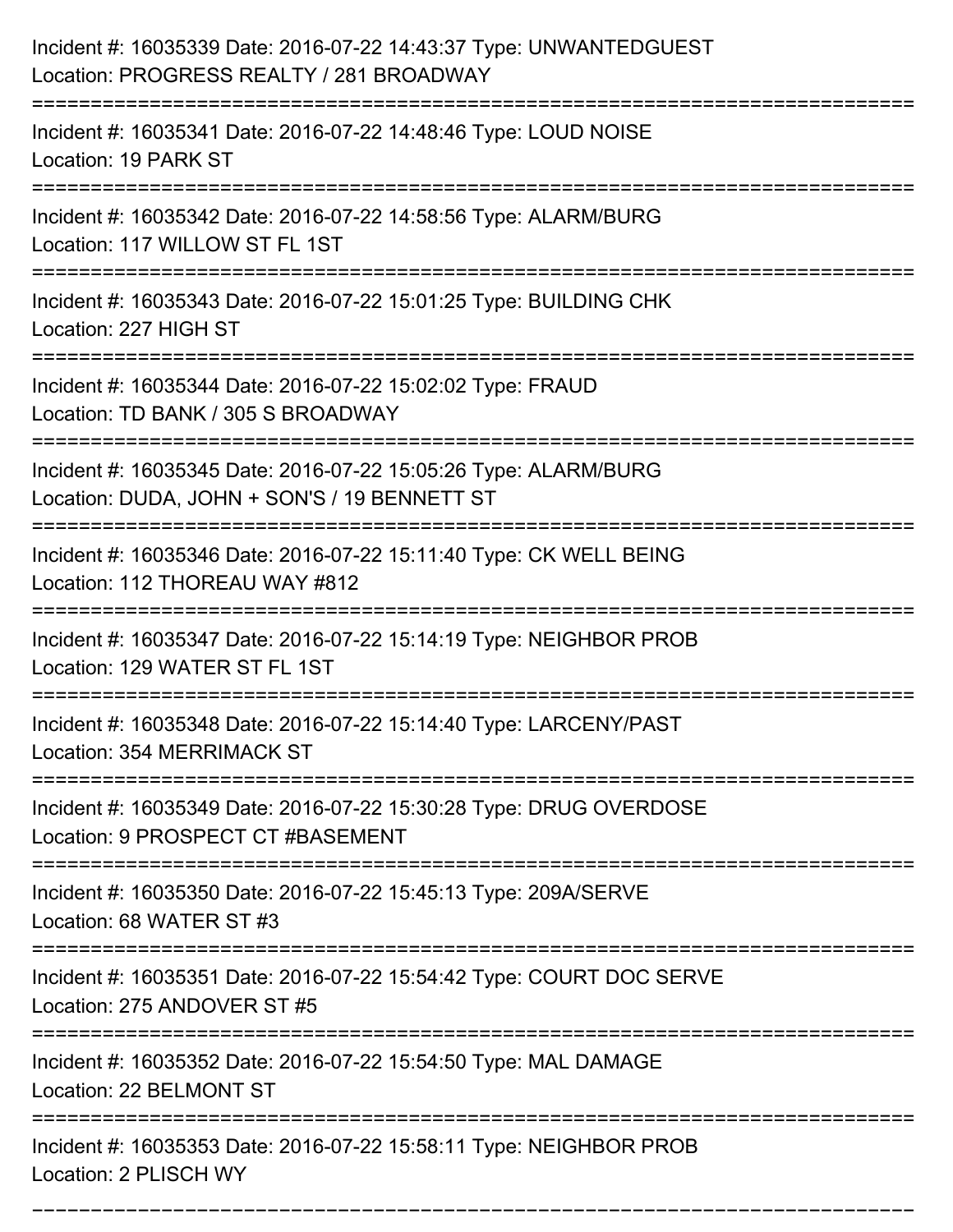Incident #: 16035339 Date: 2016-07-22 14:43:37 Type: UNWANTEDGUEST
Location: PROGRESS REALTY / 281 BROADWAY

===========================================================================

Incident #: 16035341 Date: 2016-07-22 14:48:46 Type: LOUD NOISE
Location: 19 PARK ST

===========================================================================

Incident #: 16035342 Date: 2016-07-22 14:58:56 Type: ALARM/BURG
Location: 117 WILLOW ST FL 1ST

===========================================================================

Incident #: 16035343 Date: 2016-07-22 15:01:25 Type: BUILDING CHK
Location: 227 HIGH ST

===========================================================================

Incident #: 16035344 Date: 2016-07-22 15:02:02 Type: FRAUD
Location: TD BANK / 305 S BROADWAY

===========================================================================

Incident #: 16035345 Date: 2016-07-22 15:05:26 Type: ALARM/BURG
Location: DUDA, JOHN + SON'S / 19 BENNETT ST

===========================================================================

Incident #: 16035346 Date: 2016-07-22 15:11:40 Type: CK WELL BEING
Location: 112 THOREAU WAY #812

===========================================================================

Incident #: 16035347 Date: 2016-07-22 15:14:19 Type: NEIGHBOR PROB
Location: 129 WATER ST FL 1ST

===========================================================================

Incident #: 16035348 Date: 2016-07-22 15:14:40 Type: LARCENY/PAST
Location: 354 MERRIMACK ST

===========================================================================

Incident #: 16035349 Date: 2016-07-22 15:30:28 Type: DRUG OVERDOSE
Location: 9 PROSPECT CT #BASEMENT

===========================================================================

Incident #: 16035350 Date: 2016-07-22 15:45:13 Type: 209A/SERVE
Location: 68 WATER ST #3

===========================================================================

Incident #: 16035351 Date: 2016-07-22 15:54:42 Type: COURT DOC SERVE
Location: 275 ANDOVER ST #5

===========================================================================

Incident #: 16035352 Date: 2016-07-22 15:54:50 Type: MAL DAMAGE
Location: 22 BELMONT ST

===========================================================================

Incident #: 16035353 Date: 2016-07-22 15:58:11 Type: NEIGHBOR PROB
Location: 2 PLISCH WY

===========================================================================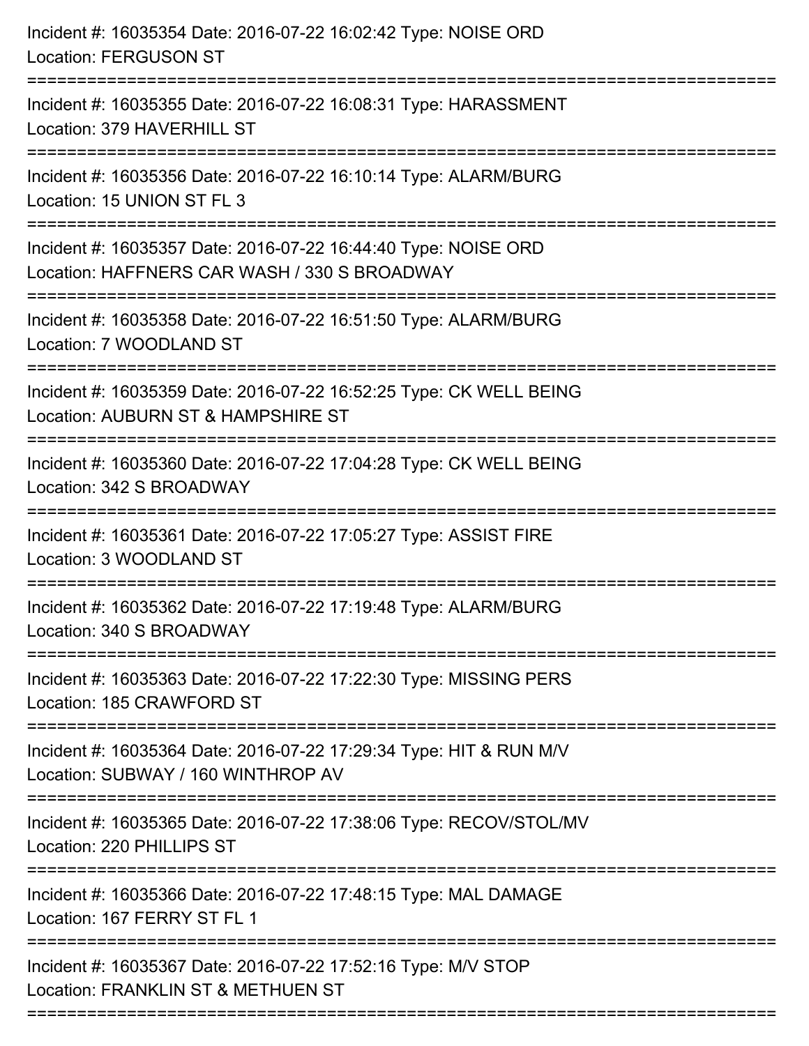Incident #: 16035354 Date: 2016-07-22 16:02:42 Type: NOISE ORD
Location: FERGUSON ST

===========================================================================

Incident #: 16035355 Date: 2016-07-22 16:08:31 Type: HARASSMENT
Location: 379 HAVERHILL ST

===========================================================================

Incident #: 16035356 Date: 2016-07-22 16:10:14 Type: ALARM/BURG
Location: 15 UNION ST FL 3

===========================================================================

Incident #: 16035357 Date: 2016-07-22 16:44:40 Type: NOISE ORD
Location: HAFFNERS CAR WASH / 330 S BROADWAY

===========================================================================

Incident #: 16035358 Date: 2016-07-22 16:51:50 Type: ALARM/BURG
Location: 7 WOODLAND ST

===========================================================================

Incident #: 16035359 Date: 2016-07-22 16:52:25 Type: CK WELL BEING
Location: AUBURN ST & HAMPSHIRE ST

===========================================================================

Incident #: 16035360 Date: 2016-07-22 17:04:28 Type: CK WELL BEING
Location: 342 S BROADWAY

===========================================================================

Incident #: 16035361 Date: 2016-07-22 17:05:27 Type: ASSIST FIRE
Location: 3 WOODLAND ST

===========================================================================

Incident #: 16035362 Date: 2016-07-22 17:19:48 Type: ALARM/BURG
Location: 340 S BROADWAY

===========================================================================

Incident #: 16035363 Date: 2016-07-22 17:22:30 Type: MISSING PERS
Location: 185 CRAWFORD ST

===========================================================================

Incident #: 16035364 Date: 2016-07-22 17:29:34 Type: HIT & RUN M/V
Location: SUBWAY / 160 WINTHROP AV

===========================================================================

Incident #: 16035365 Date: 2016-07-22 17:38:06 Type: RECOV/STOL/MV
Location: 220 PHILLIPS ST

===========================================================================

Incident #: 16035366 Date: 2016-07-22 17:48:15 Type: MAL DAMAGE
Location: 167 FERRY ST FL 1

===========================================================================

Incident #: 16035367 Date: 2016-07-22 17:52:16 Type: M/V STOP
Location: FRANKLIN ST & METHUEN ST

===========================================================================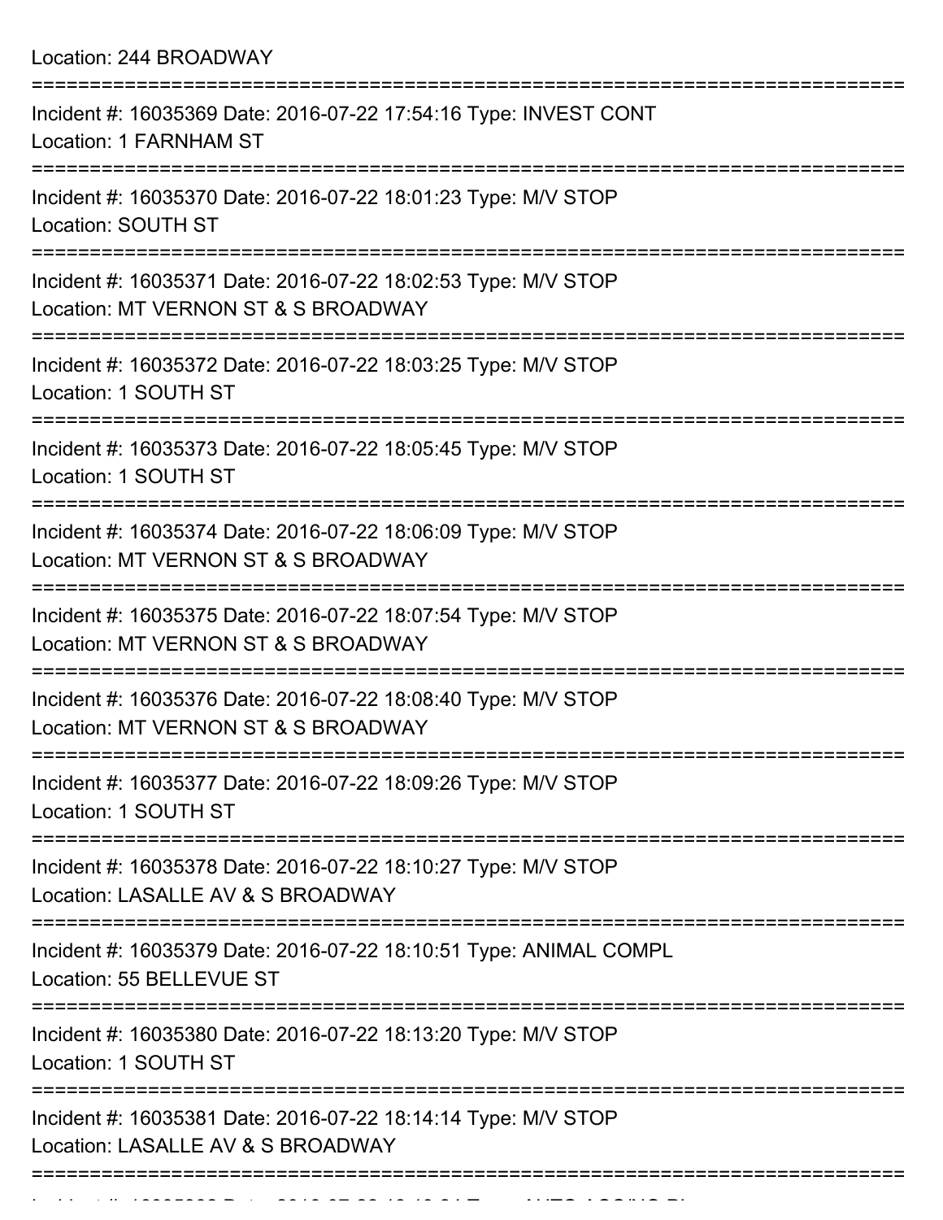Location: 244 BROADWAY

===========================================================================

Incident #: 16035369 Date: 2016-07-22 17:54:16 Type: INVEST CONT
Location: 1 FARNHAM ST

===========================================================================

Incident #: 16035370 Date: 2016-07-22 18:01:23 Type: M/V STOP
Location: SOUTH ST

===========================================================================

Incident #: 16035371 Date: 2016-07-22 18:02:53 Type: M/V STOP
Location: MT VERNON ST & S BROADWAY

===========================================================================

Incident #: 16035372 Date: 2016-07-22 18:03:25 Type: M/V STOP
Location: 1 SOUTH ST

===========================================================================

Incident #: 16035373 Date: 2016-07-22 18:05:45 Type: M/V STOP
Location: 1 SOUTH ST

===========================================================================

Incident #: 16035374 Date: 2016-07-22 18:06:09 Type: M/V STOP
Location: MT VERNON ST & S BROADWAY

===========================================================================

Incident #: 16035375 Date: 2016-07-22 18:07:54 Type: M/V STOP
Location: MT VERNON ST & S BROADWAY

===========================================================================

Incident #: 16035376 Date: 2016-07-22 18:08:40 Type: M/V STOP
Location: MT VERNON ST & S BROADWAY

===========================================================================

Incident #: 16035377 Date: 2016-07-22 18:09:26 Type: M/V STOP
Location: 1 SOUTH ST

===========================================================================

Incident #: 16035378 Date: 2016-07-22 18:10:27 Type: M/V STOP
Location: LASALLE AV & S BROADWAY

===========================================================================

Incident #: 16035379 Date: 2016-07-22 18:10:51 Type: ANIMAL COMPL
Location: 55 BELLEVUE ST

===========================================================================

Incident #: 16035380 Date: 2016-07-22 18:13:20 Type: M/V STOP
Location: 1 SOUTH ST

===========================================================================

Incident #: 16035381 Date: 2016-07-22 18:14:14 Type: M/V STOP
Location: LASALLE AV & S BROADWAY

===========================================================================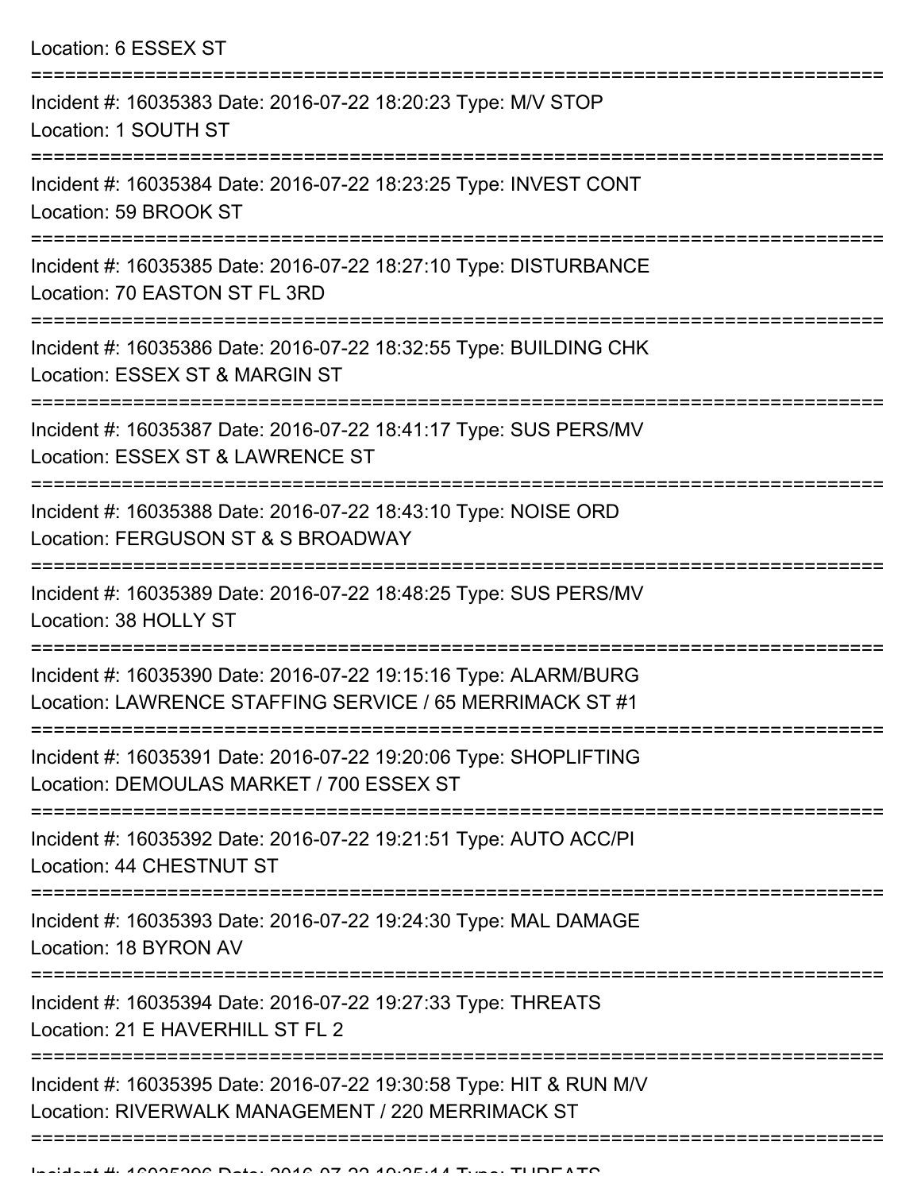Location: 6 ESSEX ST

===========================================================================

Incident #: 16035383 Date: 2016-07-22 18:20:23 Type: M/V STOP
Location: 1 SOUTH ST

===========================================================================

Incident #: 16035384 Date: 2016-07-22 18:23:25 Type: INVEST CONT
Location: 59 BROOK ST

===========================================================================

Incident #: 16035385 Date: 2016-07-22 18:27:10 Type: DISTURBANCE
Location: 70 EASTON ST FL 3RD

===========================================================================

Incident #: 16035386 Date: 2016-07-22 18:32:55 Type: BUILDING CHK
Location: ESSEX ST & MARGIN ST

===========================================================================

Incident #: 16035387 Date: 2016-07-22 18:41:17 Type: SUS PERS/MV
Location: ESSEX ST & LAWRENCE ST

===========================================================================

Incident #: 16035388 Date: 2016-07-22 18:43:10 Type: NOISE ORD
Location: FERGUSON ST & S BROADWAY

===========================================================================

Incident #: 16035389 Date: 2016-07-22 18:48:25 Type: SUS PERS/MV
Location: 38 HOLLY ST

===========================================================================

Incident #: 16035390 Date: 2016-07-22 19:15:16 Type: ALARM/BURG
Location: LAWRENCE STAFFING SERVICE / 65 MERRIMACK ST #1

===========================================================================

Incident #: 16035391 Date: 2016-07-22 19:20:06 Type: SHOPLIFTING
Location: DEMOULAS MARKET / 700 ESSEX ST

===========================================================================

Incident #: 16035392 Date: 2016-07-22 19:21:51 Type: AUTO ACC/PI
Location: 44 CHESTNUT ST

===========================================================================

Incident #: 16035393 Date: 2016-07-22 19:24:30 Type: MAL DAMAGE
Location: 18 BYRON AV

===========================================================================

Incident #: 16035394 Date: 2016-07-22 19:27:33 Type: THREATS
Location: 21 E HAVERHILL ST FL 2

===========================================================================

Incident #: 16035395 Date: 2016-07-22 19:30:58 Type: HIT & RUN M/V
Location: RIVERWALK MANAGEMENT / 220 MERRIMACK ST

===========================================================================

Incident #: 16035396 Date: 2016-07-22 19:35:14 Type: THREATS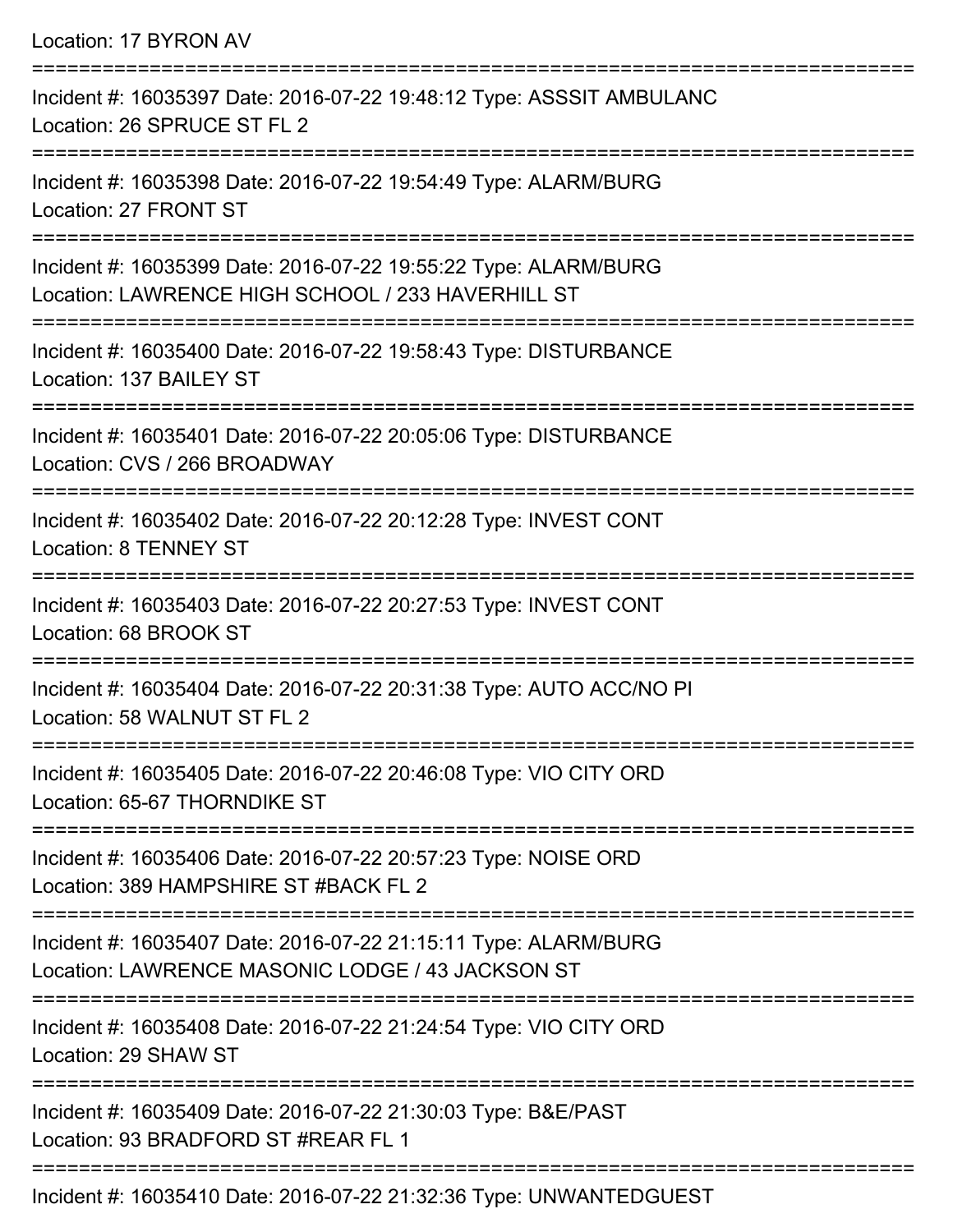Location: 17 BYRON AV

===========================================================================

Incident #: 16035397 Date: 2016-07-22 19:48:12 Type: ASSSIT AMBULANC
Location: 26 SPRUCE ST FL 2

===========================================================================

Incident #: 16035398 Date: 2016-07-22 19:54:49 Type: ALARM/BURG
Location: 27 FRONT ST

===========================================================================

Incident #: 16035399 Date: 2016-07-22 19:55:22 Type: ALARM/BURG
Location: LAWRENCE HIGH SCHOOL / 233 HAVERHILL ST

===========================================================================

Incident #: 16035400 Date: 2016-07-22 19:58:43 Type: DISTURBANCE
Location: 137 BAILEY ST

===========================================================================

Incident #: 16035401 Date: 2016-07-22 20:05:06 Type: DISTURBANCE
Location: CVS / 266 BROADWAY

===========================================================================

Incident #: 16035402 Date: 2016-07-22 20:12:28 Type: INVEST CONT
Location: 8 TENNEY ST

===========================================================================

Incident #: 16035403 Date: 2016-07-22 20:27:53 Type: INVEST CONT
Location: 68 BROOK ST

===========================================================================

Incident #: 16035404 Date: 2016-07-22 20:31:38 Type: AUTO ACC/NO PI
Location: 58 WALNUT ST FL 2

===========================================================================

Incident #: 16035405 Date: 2016-07-22 20:46:08 Type: VIO CITY ORD
Location: 65-67 THORNDIKE ST

===========================================================================

Incident #: 16035406 Date: 2016-07-22 20:57:23 Type: NOISE ORD
Location: 389 HAMPSHIRE ST #BACK FL 2

===========================================================================

Incident #: 16035407 Date: 2016-07-22 21:15:11 Type: ALARM/BURG
Location: LAWRENCE MASONIC LODGE / 43 JACKSON ST

===========================================================================

Incident #: 16035408 Date: 2016-07-22 21:24:54 Type: VIO CITY ORD
Location: 29 SHAW ST

===========================================================================

Incident #: 16035409 Date: 2016-07-22 21:30:03 Type: B&E/PAST
Location: 93 BRADFORD ST #REAR FL 1

===========================================================================

Incident #: 16035410 Date: 2016-07-22 21:32:36 Type: UNWANTEDGUEST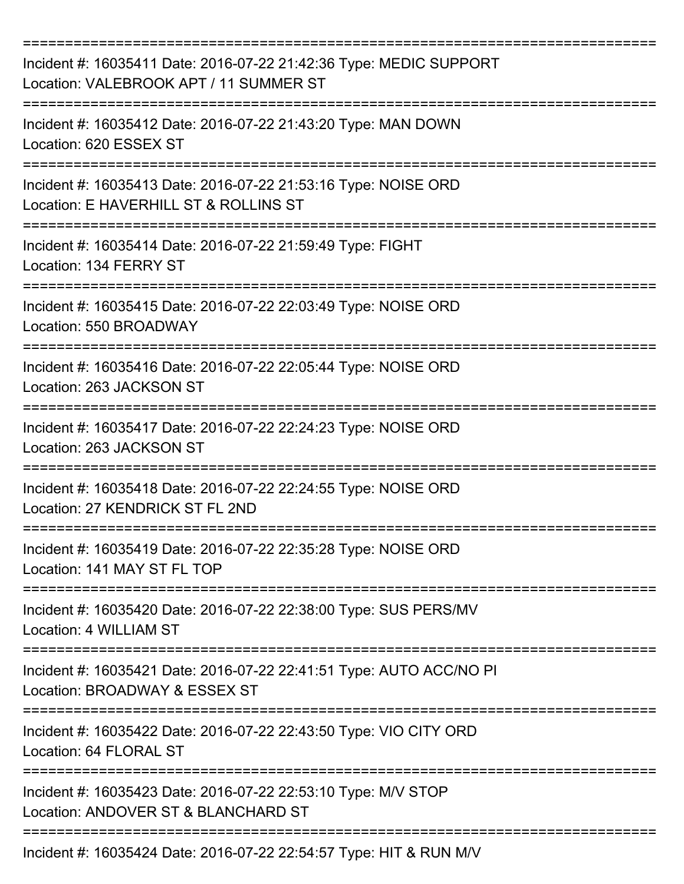===========================================================================
Incident #: 16035411 Date: 2016-07-22 21:42:36 Type: MEDIC SUPPORT
Location: VALEBROOK APT / 11 SUMMER ST
===========================================================================
Incident #: 16035412 Date: 2016-07-22 21:43:20 Type: MAN DOWN
Location: 620 ESSEX ST
===========================================================================
Incident #: 16035413 Date: 2016-07-22 21:53:16 Type: NOISE ORD
Location: E HAVERHILL ST & ROLLINS ST
===========================================================================
Incident #: 16035414 Date: 2016-07-22 21:59:49 Type: FIGHT
Location: 134 FERRY ST
===========================================================================
Incident #: 16035415 Date: 2016-07-22 22:03:49 Type: NOISE ORD
Location: 550 BROADWAY
===========================================================================
Incident #: 16035416 Date: 2016-07-22 22:05:44 Type: NOISE ORD
Location: 263 JACKSON ST
===========================================================================
Incident #: 16035417 Date: 2016-07-22 22:24:23 Type: NOISE ORD
Location: 263 JACKSON ST
===========================================================================
Incident #: 16035418 Date: 2016-07-22 22:24:55 Type: NOISE ORD
Location: 27 KENDRICK ST FL 2ND
===========================================================================
Incident #: 16035419 Date: 2016-07-22 22:35:28 Type: NOISE ORD
Location: 141 MAY ST FL TOP
===========================================================================
Incident #: 16035420 Date: 2016-07-22 22:38:00 Type: SUS PERS/MV
Location: 4 WILLIAM ST
===========================================================================
Incident #: 16035421 Date: 2016-07-22 22:41:51 Type: AUTO ACC/NO PI
Location: BROADWAY & ESSEX ST
===========================================================================
Incident #: 16035422 Date: 2016-07-22 22:43:50 Type: VIO CITY ORD
Location: 64 FLORAL ST
===========================================================================
Incident #: 16035423 Date: 2016-07-22 22:53:10 Type: M/V STOP
Location: ANDOVER ST & BLANCHARD ST
===========================================================================
Incident #: 16035424 Date: 2016-07-22 22:54:57 Type: HIT & RUN M/V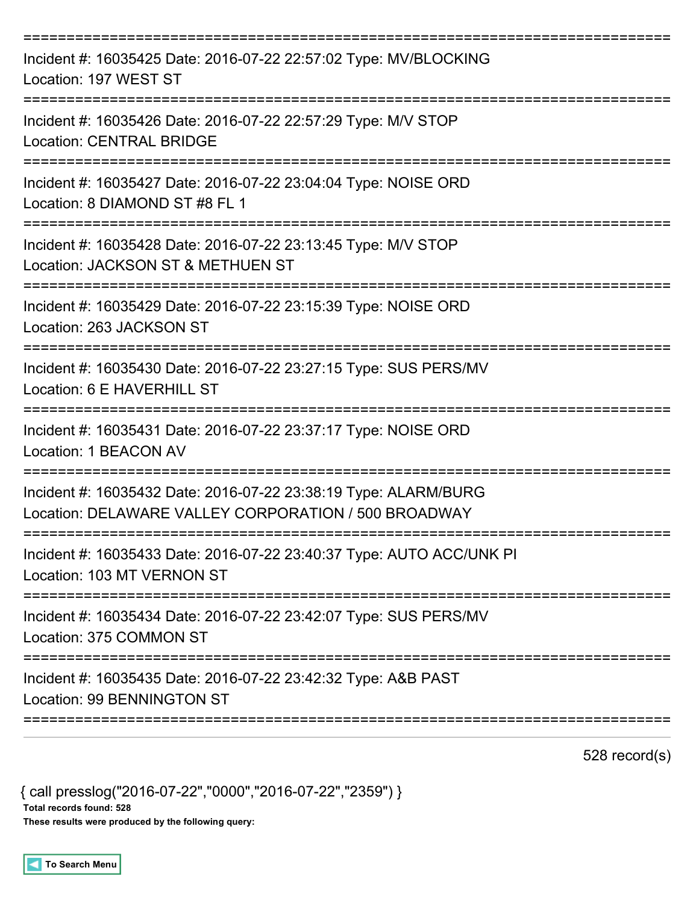---

Incident #: 16035425 Date: 2016-07-22 22:57:02 Type: MV/BLOCKING
Location: 197 WEST ST

---

Incident #: 16035426 Date: 2016-07-22 22:57:29 Type: M/V STOP
Location: CENTRAL BRIDGE

---

Incident #: 16035427 Date: 2016-07-22 23:04:04 Type: NOISE ORD
Location: 8 DIAMOND ST #8 FL 1

---

Incident #: 16035428 Date: 2016-07-22 23:13:45 Type: M/V STOP
Location: JACKSON ST & METHUEN ST

---

Incident #: 16035429 Date: 2016-07-22 23:15:39 Type: NOISE ORD
Location: 263 JACKSON ST

---

Incident #: 16035430 Date: 2016-07-22 23:27:15 Type: SUS PERS/MV
Location: 6 E HAVERHILL ST

---

Incident #: 16035431 Date: 2016-07-22 23:37:17 Type: NOISE ORD
Location: 1 BEACON AV

---

Incident #: 16035432 Date: 2016-07-22 23:38:19 Type: ALARM/BURG
Location: DELAWARE VALLEY CORPORATION / 500 BROADWAY

---

Incident #: 16035433 Date: 2016-07-22 23:40:37 Type: AUTO ACC/UNK PI
Location: 103 MT VERNON ST

---

Incident #: 16035434 Date: 2016-07-22 23:42:07 Type: SUS PERS/MV
Location: 375 COMMON ST

---

Incident #: 16035435 Date: 2016-07-22 23:42:32 Type: A&B PAST
Location: 99 BENNINGTON ST

---

528 record(s)

{ call presslog("2016-07-22","0000","2016-07-22","2359") }

**Total records found: 528**

**These results were produced by the following query:**

To Search Menu